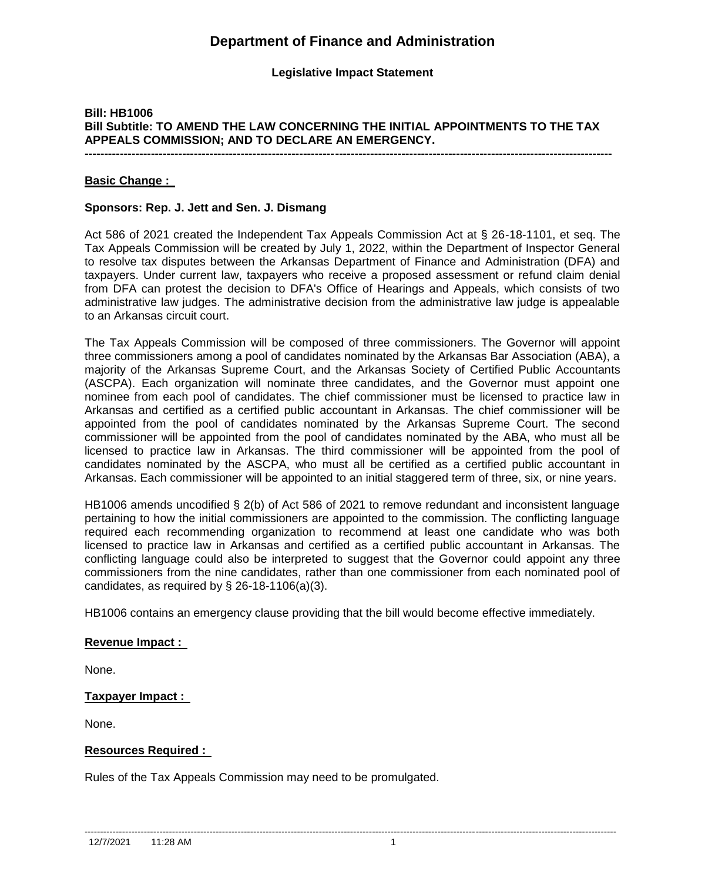# Department of Finance and Administration

### Legislative Impact Statement

**Bill: HB1006**
**Bill Subtitle: TO AMEND THE LAW CONCERNING THE INITIAL APPOINTMENTS TO THE TAX APPEALS COMMISSION; AND TO DECLARE AN EMERGENCY.**

---

**Basic Change :**

**Sponsors: Rep. J. Jett and Sen. J. Dismang**

Act 586 of 2021 created the Independent Tax Appeals Commission Act at § 26-18-1101, et seq. The Tax Appeals Commission will be created by July 1, 2022, within the Department of Inspector General to resolve tax disputes between the Arkansas Department of Finance and Administration (DFA) and taxpayers. Under current law, taxpayers who receive a proposed assessment or refund claim denial from DFA can protest the decision to DFA's Office of Hearings and Appeals, which consists of two administrative law judges. The administrative decision from the administrative law judge is appealable to an Arkansas circuit court.

The Tax Appeals Commission will be composed of three commissioners. The Governor will appoint three commissioners among a pool of candidates nominated by the Arkansas Bar Association (ABA), a majority of the Arkansas Supreme Court, and the Arkansas Society of Certified Public Accountants (ASCPA). Each organization will nominate three candidates, and the Governor must appoint one nominee from each pool of candidates. The chief commissioner must be licensed to practice law in Arkansas and certified as a certified public accountant in Arkansas. The chief commissioner will be appointed from the pool of candidates nominated by the Arkansas Supreme Court. The second commissioner will be appointed from the pool of candidates nominated by the ABA, who must all be licensed to practice law in Arkansas. The third commissioner will be appointed from the pool of candidates nominated by the ASCPA, who must all be certified as a certified public accountant in Arkansas. Each commissioner will be appointed to an initial staggered term of three, six, or nine years.

HB1006 amends uncodified § 2(b) of Act 586 of 2021 to remove redundant and inconsistent language pertaining to how the initial commissioners are appointed to the commission. The conflicting language required each recommending organization to recommend at least one candidate who was both licensed to practice law in Arkansas and certified as a certified public accountant in Arkansas. The conflicting language could also be interpreted to suggest that the Governor could appoint any three commissioners from the nine candidates, rather than one commissioner from each nominated pool of candidates, as required by § 26-18-1106(a)(3).

HB1006 contains an emergency clause providing that the bill would become effective immediately.

**Revenue Impact :**

None.

**Taxpayer Impact :**

None.

**Resources Required :**

Rules of the Tax Appeals Commission may need to be promulgated.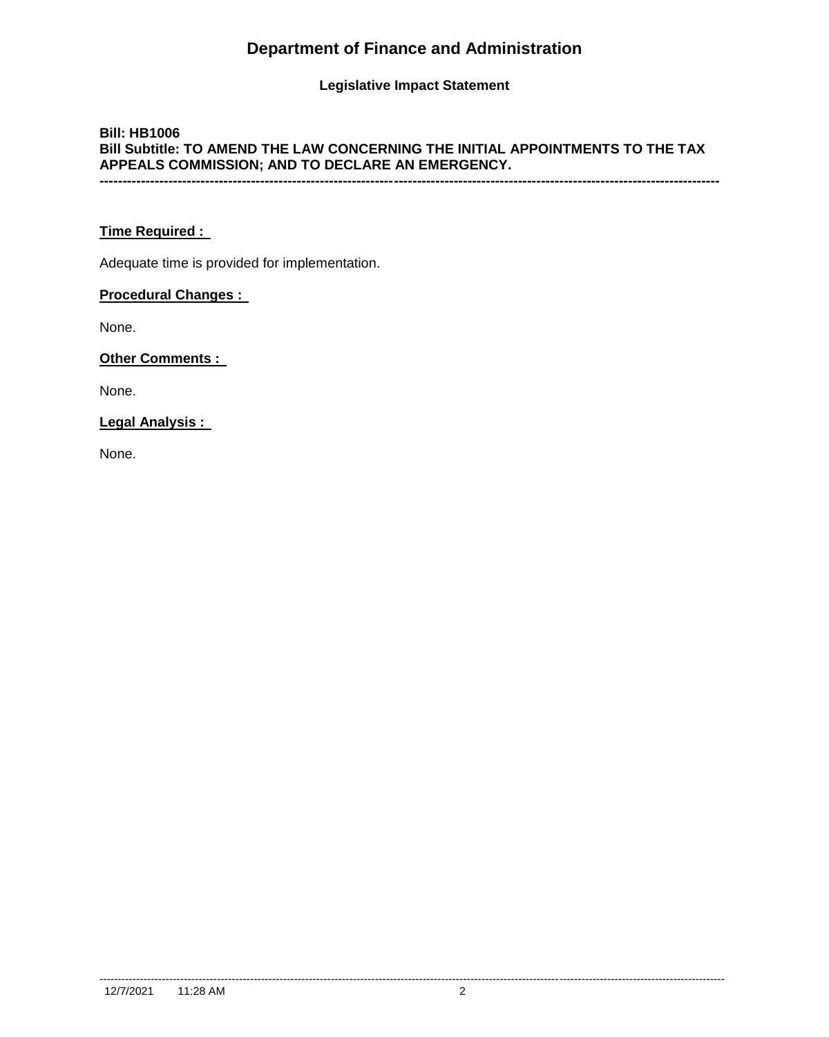# Department of Finance and Administration

**Legislative Impact Statement**

**Bill: HB1006**
**Bill Subtitle: TO AMEND THE LAW CONCERNING THE INITIAL APPOINTMENTS TO THE TAX APPEALS COMMISSION; AND TO DECLARE AN EMERGENCY.**

---

**Time Required :**

Adequate time is provided for implementation.

**Procedural Changes :**

None.

**Other Comments :**

None.

**Legal Analysis :**

None.